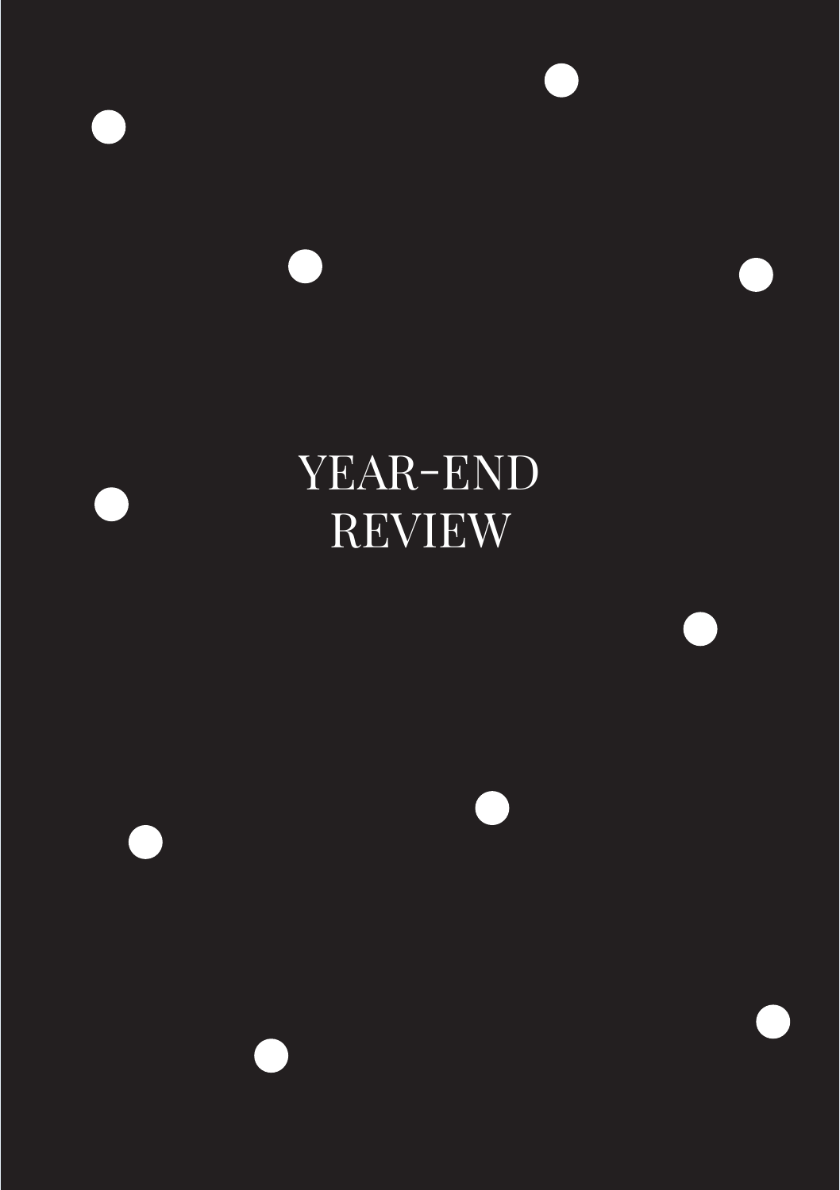# YEAR-END REVIEW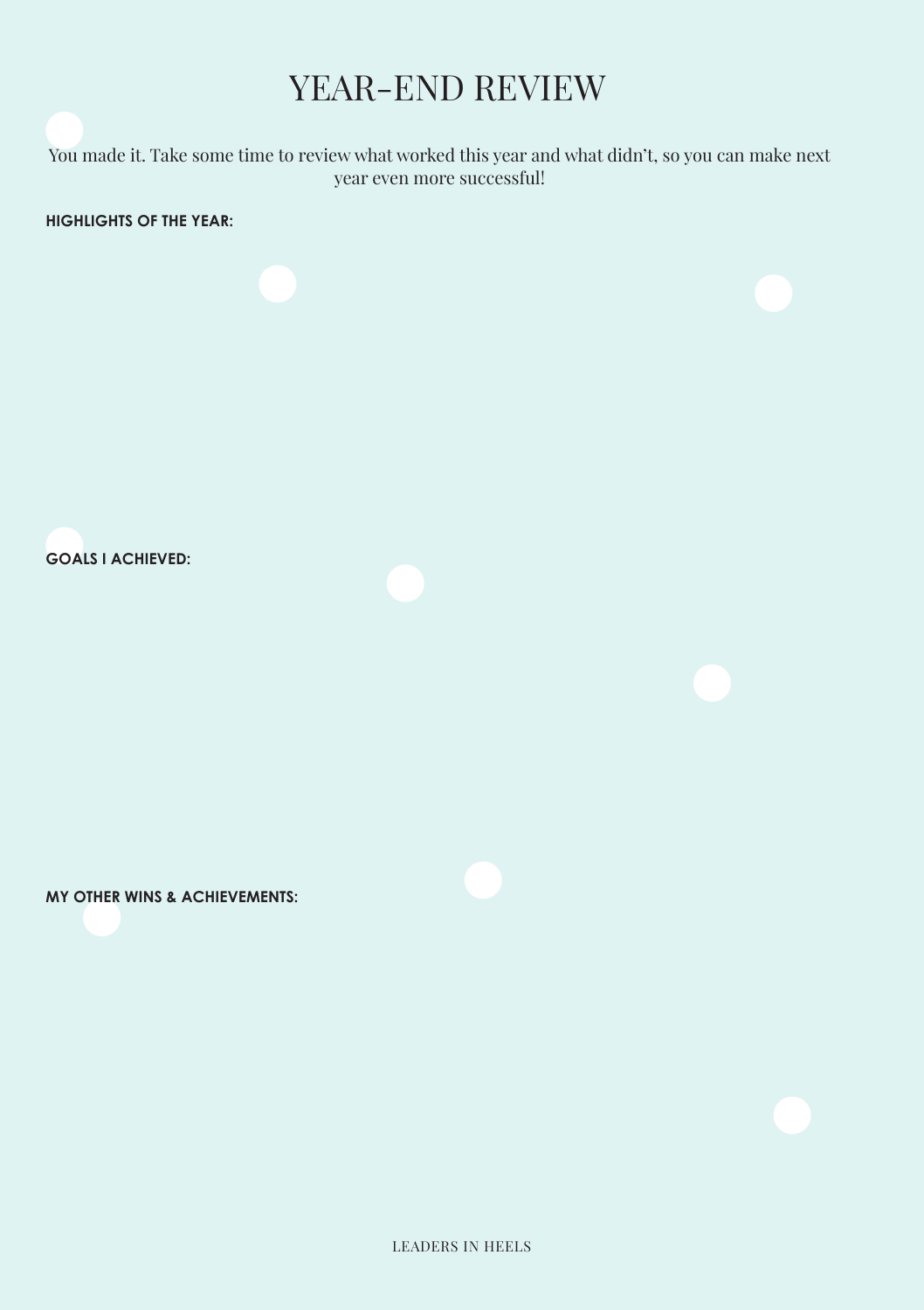# YEAR-END REVIEW

You made it. Take some time to review what worked this year and what didn't, so you can make next year even more successful!

**HIGHLIGHTS OF THE YEAR:**

**GOALS I ACHIEVED:**

**MY OTHER WINS & ACHIEVEMENTS:**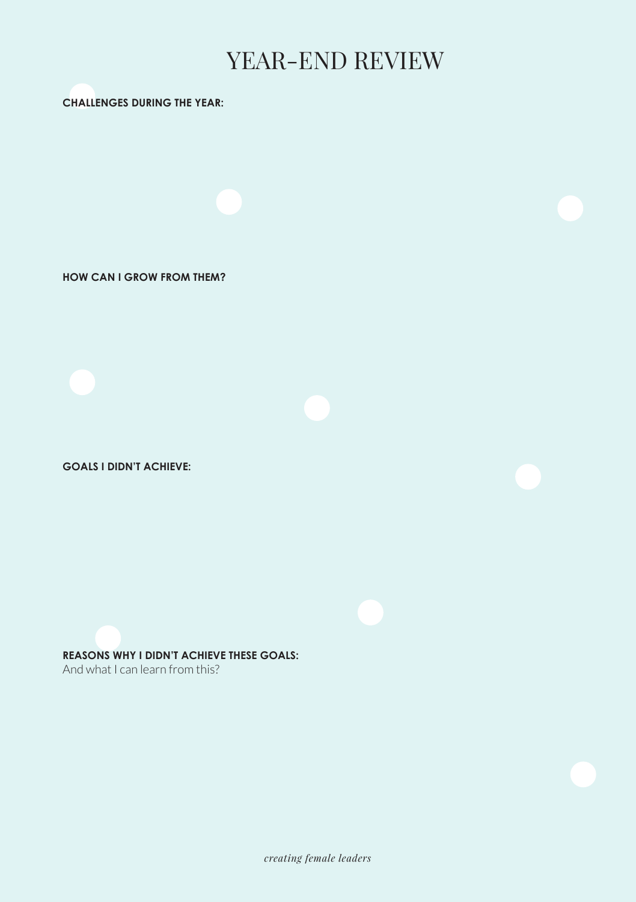# YEAR-END REVIEW

**CHALLENGES DURING THE YEAR:**

**HOW CAN I GROW FROM THEM?**

**GOALS I DIDN'T ACHIEVE:**

**REASONS WHY I DIDN'T ACHIEVE THESE GOALS:**
And what I can learn from this?

*creating female leaders*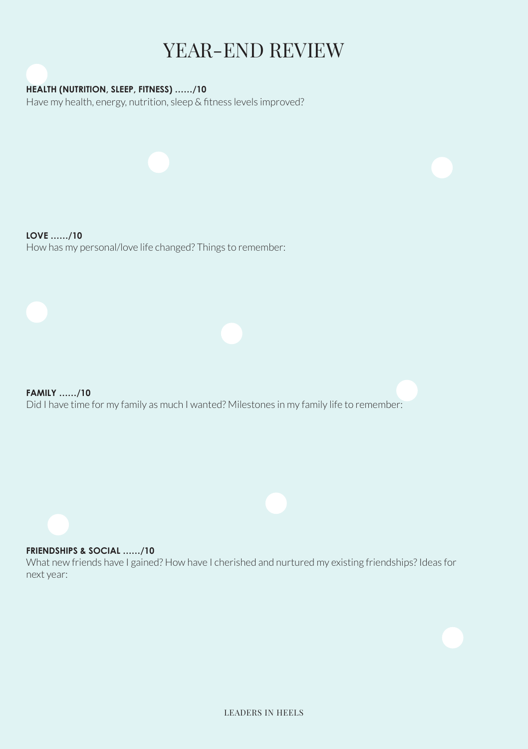# YEAR-END REVIEW

**HEALTH (NUTRITION, SLEEP, FITNESS) ....../10**

Have my health, energy, nutrition, sleep & fitness levels improved?

**LOVE ....../10**

How has my personal/love life changed? Things to remember:

**FAMILY ....../10**

Did I have time for my family as much I wanted? Milestones in my family life to remember:

**FRIENDSHIPS & SOCIAL ....../10**

What new friends have I gained? How have I cherished and nurtured my existing friendships? Ideas for next year: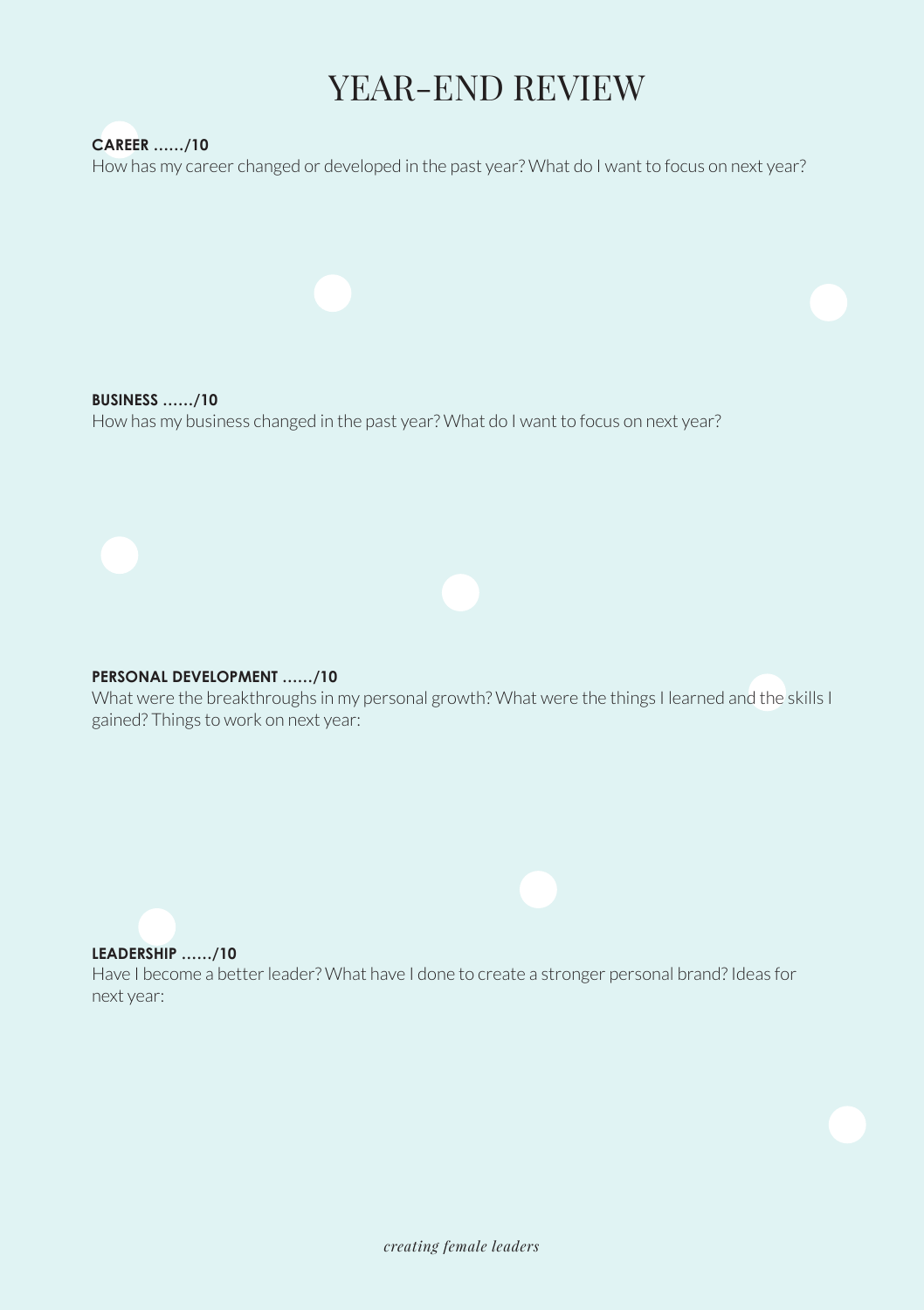# YEAR-END REVIEW

**CAREER ....../10**

How has my career changed or developed in the past year? What do I want to focus on next year?

**BUSINESS ....../10**

How has my business changed in the past year? What do I want to focus on next year?

**PERSONAL DEVELOPMENT ....../10**

What were the breakthroughs in my personal growth? What were the things I learned and the skills I gained? Things to work on next year:

**LEADERSHIP ....../10**

Have I become a better leader? What have I done to create a stronger personal brand? Ideas for next year:

*creating female leaders*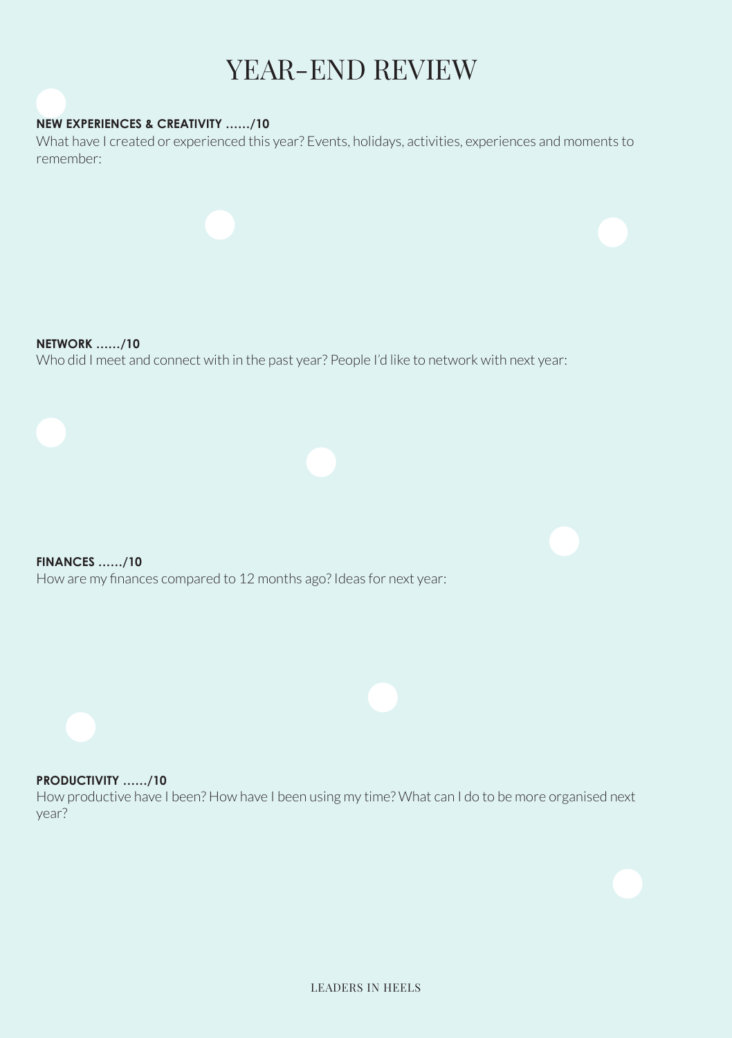# YEAR-END REVIEW

**NEW EXPERIENCES & CREATIVITY ....../10**

What have I created or experienced this year? Events, holidays, activities, experiences and moments to remember:

**NETWORK ....../10**

Who did I meet and connect with in the past year? People I'd like to network with next year:

**FINANCES ....../10**

How are my finances compared to 12 months ago? Ideas for next year:

**PRODUCTIVITY ....../10**

How productive have I been? How have I been using my time? What can I do to be more organised next year?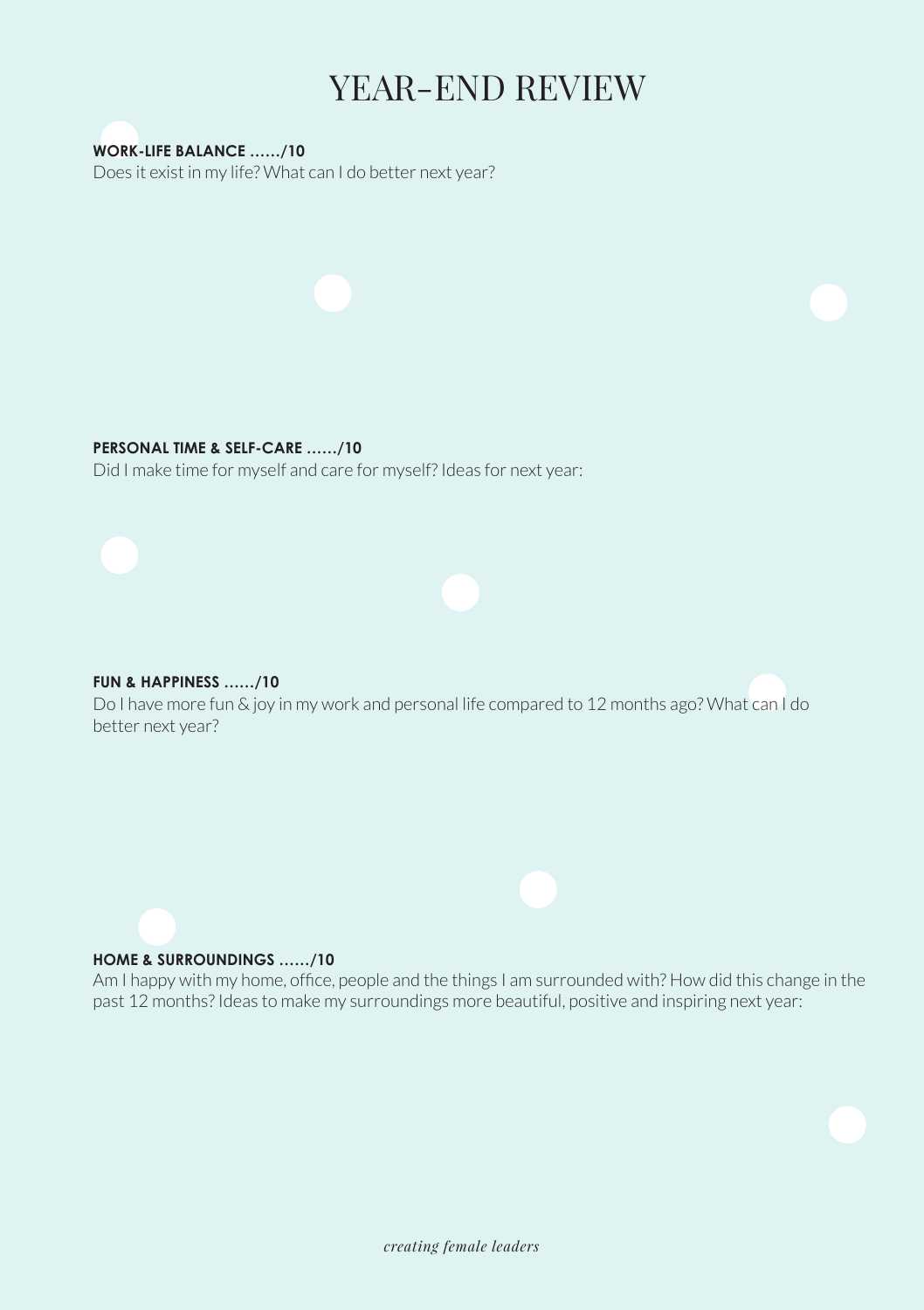# YEAR-END REVIEW

**WORK-LIFE BALANCE ....../10**

Does it exist in my life? What can I do better next year?

**PERSONAL TIME & SELF-CARE ....../10**

Did I make time for myself and care for myself? Ideas for next year:

**FUN & HAPPINESS ....../10**

Do I have more fun & joy in my work and personal life compared to 12 months ago? What can I do better next year?

**HOME & SURROUNDINGS ....../10**

Am I happy with my home, office, people and the things I am surrounded with? How did this change in the past 12 months? Ideas to make my surroundings more beautiful, positive and inspiring next year:

*creating female leaders*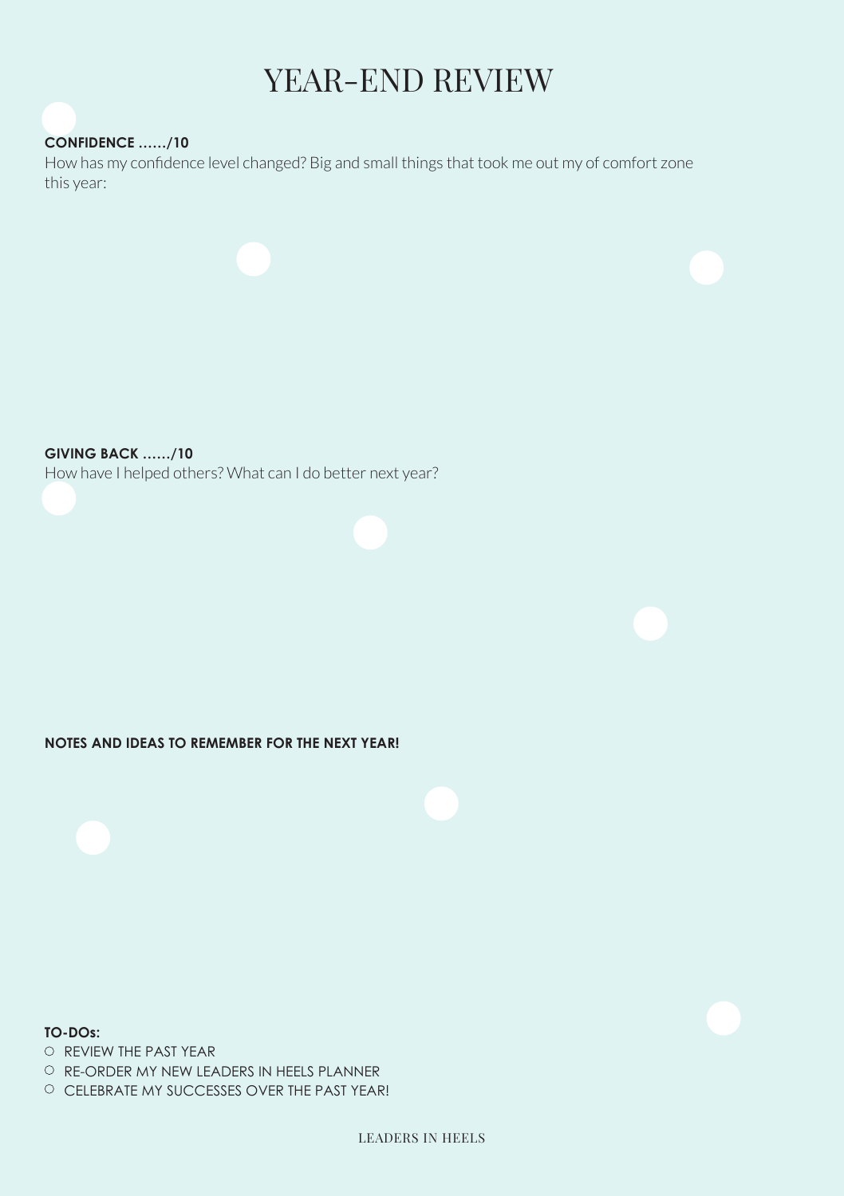# YEAR-END REVIEW

**CONFIDENCE ....../10**

How has my confidence level changed? Big and small things that took me out my of comfort zone this year:

**GIVING BACK ....../10**

How have I helped others? What can I do better next year?

**NOTES AND IDEAS TO REMEMBER FOR THE NEXT YEAR!**

**TO-DOs:**

- ○ REVIEW THE PAST YEAR
- ○ RE-ORDER MY NEW LEADERS IN HEELS PLANNER
- ○ CELEBRATE MY SUCCESSES OVER THE PAST YEAR!